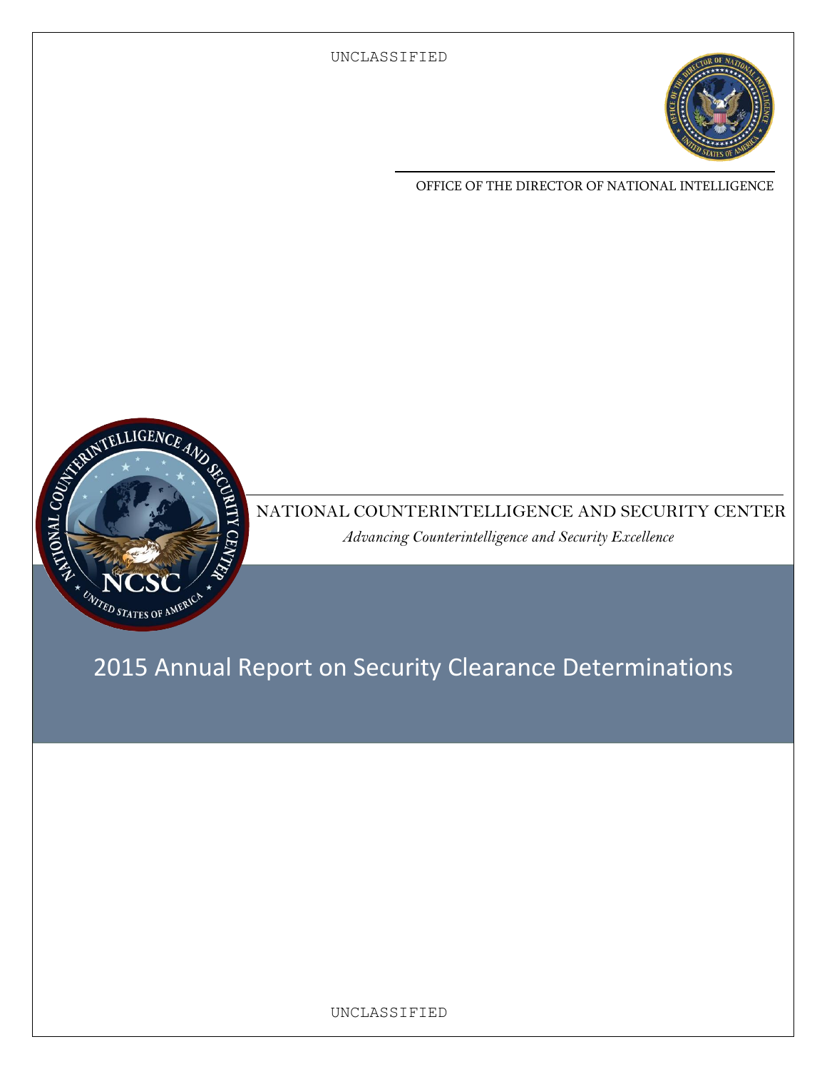UNCLASSIFIED

OFFICE OF THE DIRECTOR OF NATIONAL INTELLIGENCE

NATIONAL COUNTERINTELLIGENCE AND SECURITY CENTER

*Advancing Counterintelligence and Security Excellence*

# 2015 Annual Report on Security Clearance Determinations

UNCLASSIFIED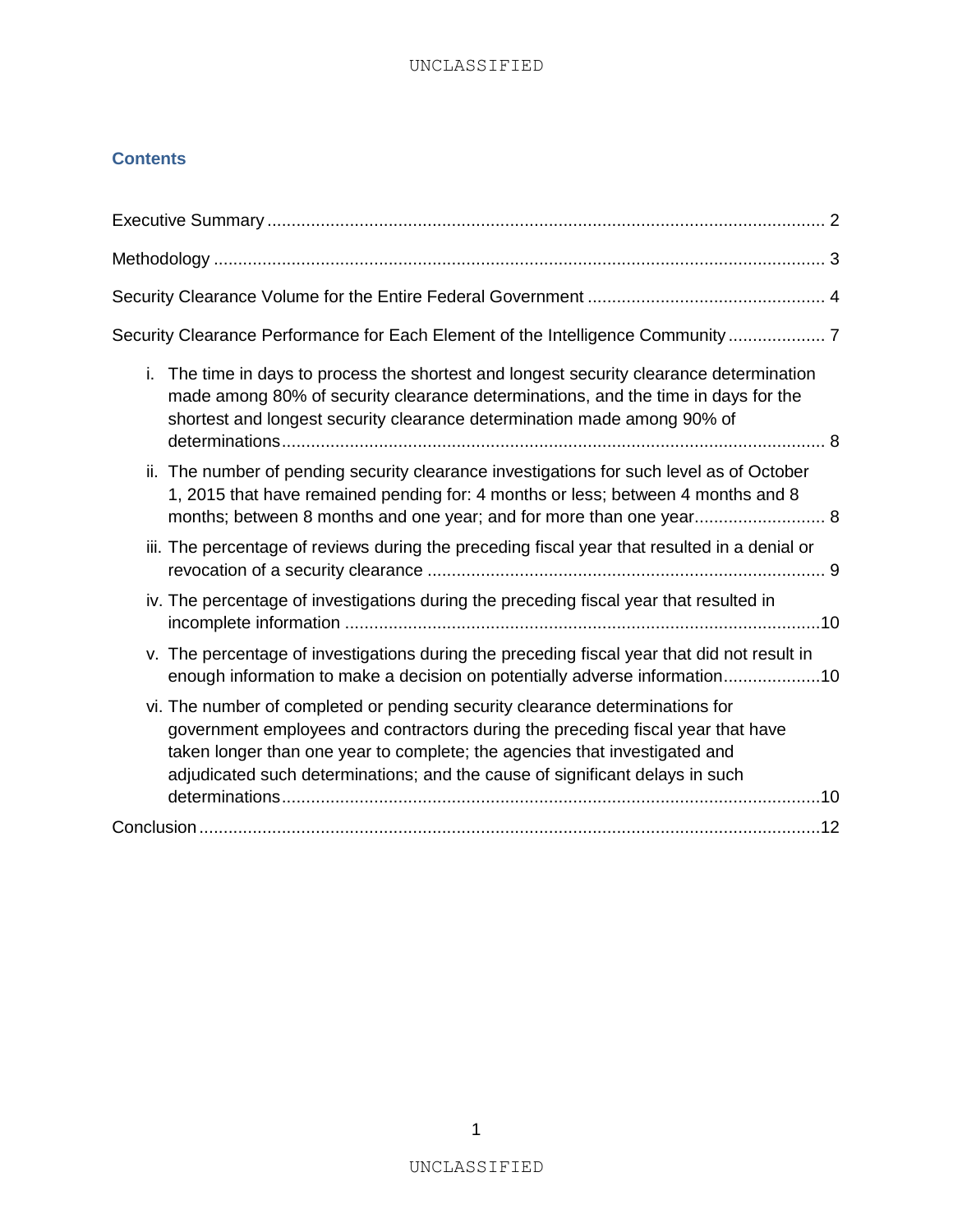## Contents

Executive Summary ..... 2

Methodology ..... 3

Security Clearance Volume for the Entire Federal Government ..... 4

Security Clearance Performance for Each Element of the Intelligence Community ..... 7

- i. The time in days to process the shortest and longest security clearance determination made among 80% of security clearance determinations, and the time in days for the shortest and longest security clearance determination made among 90% of determinations ..... 8
- ii. The number of pending security clearance investigations for such level as of October 1, 2015 that have remained pending for: 4 months or less; between 4 months and 8 months; between 8 months and one year; and for more than one year ..... 8
- iii. The percentage of reviews during the preceding fiscal year that resulted in a denial or revocation of a security clearance ..... 9
- iv. The percentage of investigations during the preceding fiscal year that resulted in incomplete information ..... 10
- v. The percentage of investigations during the preceding fiscal year that did not result in enough information to make a decision on potentially adverse information ..... 10
- vi. The number of completed or pending security clearance determinations for government employees and contractors during the preceding fiscal year that have taken longer than one year to complete; the agencies that investigated and adjudicated such determinations; and the cause of significant delays in such determinations ..... 10

Conclusion ..... 12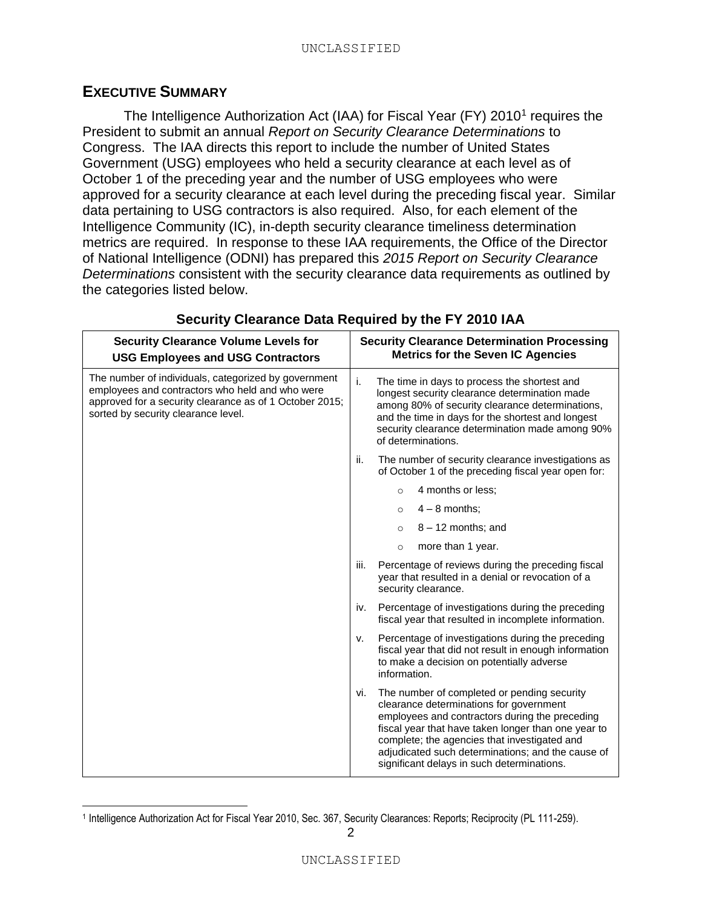## EXECUTIVE SUMMARY

The Intelligence Authorization Act (IAA) for Fiscal Year (FY) 2010[1] requires the President to submit an annual *Report on Security Clearance Determinations* to Congress. The IAA directs this report to include the number of United States Government (USG) employees who held a security clearance at each level as of October 1 of the preceding year and the number of USG employees who were approved for a security clearance at each level during the preceding fiscal year. Similar data pertaining to USG contractors is also required. Also, for each element of the Intelligence Community (IC), in-depth security clearance timeliness determination metrics are required. In response to these IAA requirements, the Office of the Director of National Intelligence (ODNI) has prepared this *2015 Report on Security Clearance Determinations* consistent with the security clearance data requirements as outlined by the categories listed below.

**Security Clearance Data Required by the FY 2010 IAA**

| Security Clearance Volume Levels for USG Employees and USG Contractors | Security Clearance Determination Processing Metrics for the Seven IC Agencies |
|---|---|
| The number of individuals, categorized by government employees and contractors who held and who were approved for a security clearance as of 1 October 2015; sorted by security clearance level. | i. The time in days to process the shortest and longest security clearance determination made among 80% of security clearance determinations, and the time in days for the shortest and longest security clearance determination made among 90% of determinations.<br>ii. The number of security clearance investigations as of October 1 of the preceding fiscal year open for:<br>○ 4 months or less;<br>○ 4 – 8 months;<br>○ 8 – 12 months; and<br>○ more than 1 year.<br>iii. Percentage of reviews during the preceding fiscal year that resulted in a denial or revocation of a security clearance.<br>iv. Percentage of investigations during the preceding fiscal year that resulted in incomplete information.<br>v. Percentage of investigations during the preceding fiscal year that did not result in enough information to make a decision on potentially adverse information.<br>vi. The number of completed or pending security clearance determinations for government employees and contractors during the preceding fiscal year that have taken longer than one year to complete; the agencies that investigated and adjudicated such determinations; and the cause of significant delays in such determinations. |

[1] Intelligence Authorization Act for Fiscal Year 2010, Sec. 367, Security Clearances: Reports; Reciprocity (PL 111-259).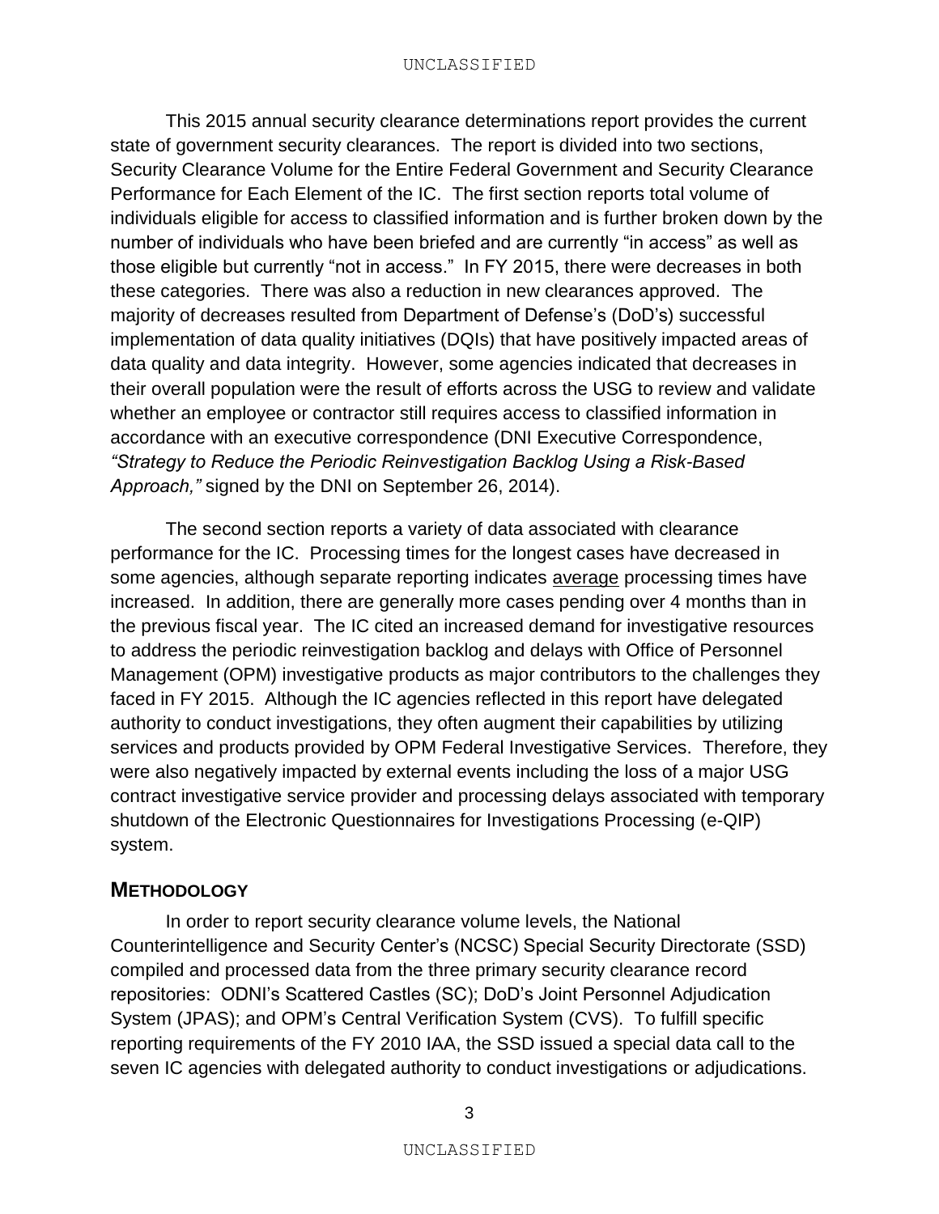This 2015 annual security clearance determinations report provides the current state of government security clearances. The report is divided into two sections, Security Clearance Volume for the Entire Federal Government and Security Clearance Performance for Each Element of the IC. The first section reports total volume of individuals eligible for access to classified information and is further broken down by the number of individuals who have been briefed and are currently "in access" as well as those eligible but currently "not in access." In FY 2015, there were decreases in both these categories. There was also a reduction in new clearances approved. The majority of decreases resulted from Department of Defense's (DoD's) successful implementation of data quality initiatives (DQIs) that have positively impacted areas of data quality and data integrity. However, some agencies indicated that decreases in their overall population were the result of efforts across the USG to review and validate whether an employee or contractor still requires access to classified information in accordance with an executive correspondence (DNI Executive Correspondence, *"Strategy to Reduce the Periodic Reinvestigation Backlog Using a Risk-Based Approach,"* signed by the DNI on September 26, 2014).

The second section reports a variety of data associated with clearance performance for the IC. Processing times for the longest cases have decreased in some agencies, although separate reporting indicates <u>average</u> processing times have increased. In addition, there are generally more cases pending over 4 months than in the previous fiscal year. The IC cited an increased demand for investigative resources to address the periodic reinvestigation backlog and delays with Office of Personnel Management (OPM) investigative products as major contributors to the challenges they faced in FY 2015. Although the IC agencies reflected in this report have delegated authority to conduct investigations, they often augment their capabilities by utilizing services and products provided by OPM Federal Investigative Services. Therefore, they were also negatively impacted by external events including the loss of a major USG contract investigative service provider and processing delays associated with temporary shutdown of the Electronic Questionnaires for Investigations Processing (e-QIP) system.

## METHODOLOGY

In order to report security clearance volume levels, the National Counterintelligence and Security Center's (NCSC) Special Security Directorate (SSD) compiled and processed data from the three primary security clearance record repositories: ODNI's Scattered Castles (SC); DoD's Joint Personnel Adjudication System (JPAS); and OPM's Central Verification System (CVS). To fulfill specific reporting requirements of the FY 2010 IAA, the SSD issued a special data call to the seven IC agencies with delegated authority to conduct investigations or adjudications.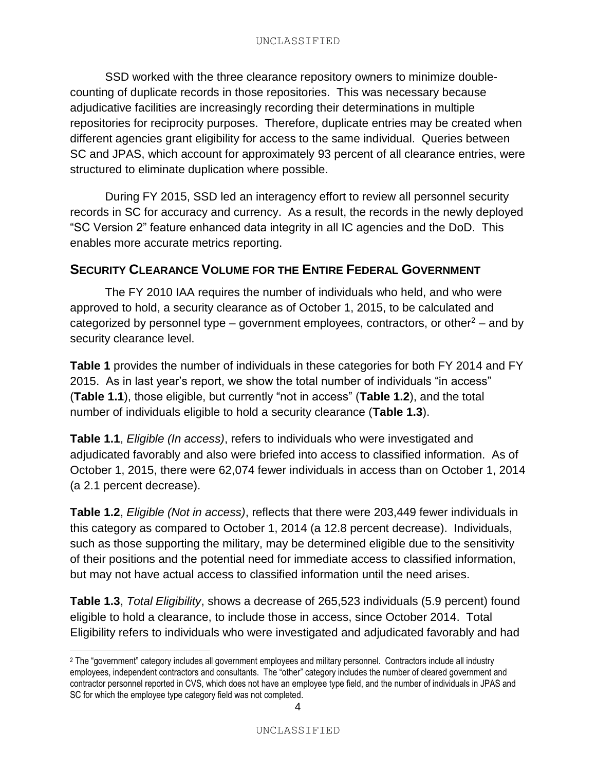SSD worked with the three clearance repository owners to minimize double-counting of duplicate records in those repositories. This was necessary because adjudicative facilities are increasingly recording their determinations in multiple repositories for reciprocity purposes. Therefore, duplicate entries may be created when different agencies grant eligibility for access to the same individual. Queries between SC and JPAS, which account for approximately 93 percent of all clearance entries, were structured to eliminate duplication where possible.

During FY 2015, SSD led an interagency effort to review all personnel security records in SC for accuracy and currency. As a result, the records in the newly deployed "SC Version 2" feature enhanced data integrity in all IC agencies and the DoD. This enables more accurate metrics reporting.

## SECURITY CLEARANCE VOLUME FOR THE ENTIRE FEDERAL GOVERNMENT

The FY 2010 IAA requires the number of individuals who held, and who were approved to hold, a security clearance as of October 1, 2015, to be calculated and categorized by personnel type – government employees, contractors, or other[2] – and by security clearance level.

**Table 1** provides the number of individuals in these categories for both FY 2014 and FY 2015. As in last year's report, we show the total number of individuals "in access" (**Table 1.1**), those eligible, but currently "not in access" (**Table 1.2**), and the total number of individuals eligible to hold a security clearance (**Table 1.3**).

**Table 1.1**, *Eligible (In access)*, refers to individuals who were investigated and adjudicated favorably and also were briefed into access to classified information. As of October 1, 2015, there were 62,074 fewer individuals in access than on October 1, 2014 (a 2.1 percent decrease).

**Table 1.2**, *Eligible (Not in access)*, reflects that there were 203,449 fewer individuals in this category as compared to October 1, 2014 (a 12.8 percent decrease). Individuals, such as those supporting the military, may be determined eligible due to the sensitivity of their positions and the potential need for immediate access to classified information, but may not have actual access to classified information until the need arises.

**Table 1.3**, *Total Eligibility*, shows a decrease of 265,523 individuals (5.9 percent) found eligible to hold a clearance, to include those in access, since October 2014. Total Eligibility refers to individuals who were investigated and adjudicated favorably and had

[2] The "government" category includes all government employees and military personnel. Contractors include all industry employees, independent contractors and consultants. The "other" category includes the number of cleared government and contractor personnel reported in CVS, which does not have an employee type field, and the number of individuals in JPAS and SC for which the employee type category field was not completed.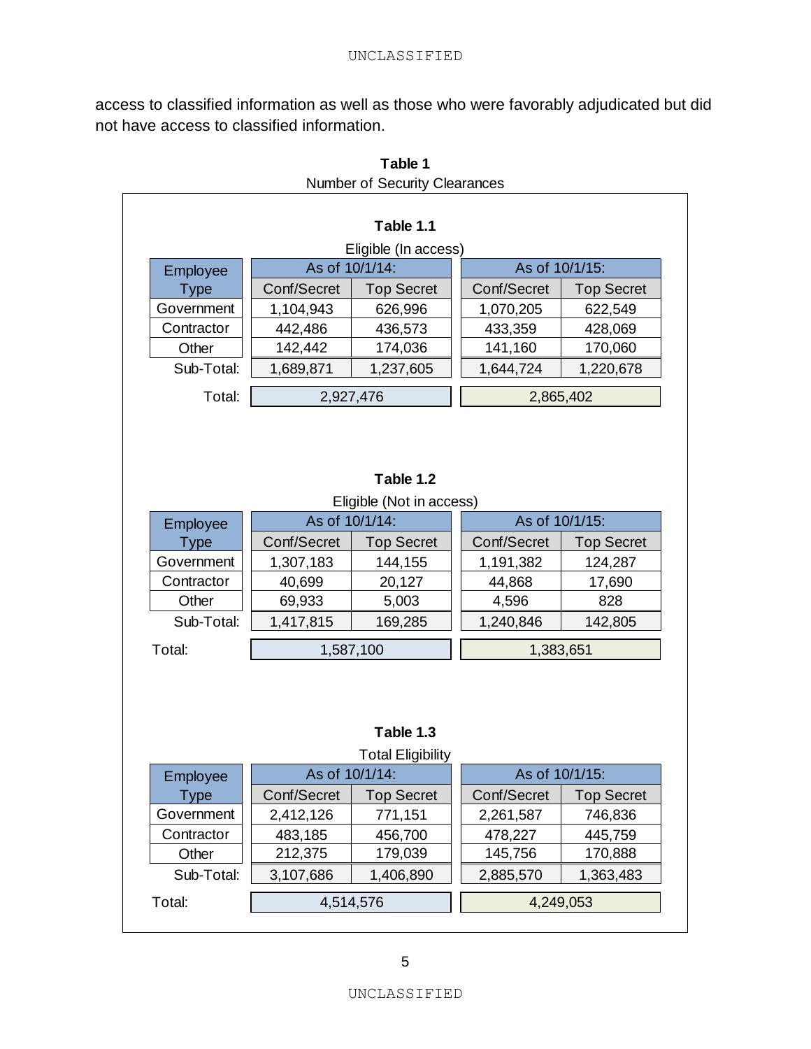access to classified information as well as those who were favorably adjudicated but did not have access to classified information.

**Table 1**

Number of Security Clearances

**Table 1.1**

Eligible (In access)

| Employee Type | As of 10/1/14: | | As of 10/1/15: | |
|---|---|---|---|---|
| | Conf/Secret | Top Secret | Conf/Secret | Top Secret |
| Government | 1,104,943 | 626,996 | 1,070,205 | 622,549 |
| Contractor | 442,486 | 436,573 | 433,359 | 428,069 |
| Other | 142,442 | 174,036 | 141,160 | 170,060 |
| Sub-Total: | 1,689,871 | 1,237,605 | 1,644,724 | 1,220,678 |
| Total: | 2,927,476 | | 2,865,402 | |

**Table 1.2**

Eligible (Not in access)

| Employee Type | As of 10/1/14: | | As of 10/1/15: | |
|---|---|---|---|---|
| | Conf/Secret | Top Secret | Conf/Secret | Top Secret |
| Government | 1,307,183 | 144,155 | 1,191,382 | 124,287 |
| Contractor | 40,699 | 20,127 | 44,868 | 17,690 |
| Other | 69,933 | 5,003 | 4,596 | 828 |
| Sub-Total: | 1,417,815 | 169,285 | 1,240,846 | 142,805 |
| Total: | 1,587,100 | | 1,383,651 | |

**Table 1.3**

Total Eligibility

| Employee Type | As of 10/1/14: | | As of 10/1/15: | |
|---|---|---|---|---|
| | Conf/Secret | Top Secret | Conf/Secret | Top Secret |
| Government | 2,412,126 | 771,151 | 2,261,587 | 746,836 |
| Contractor | 483,185 | 456,700 | 478,227 | 445,759 |
| Other | 212,375 | 179,039 | 145,756 | 170,888 |
| Sub-Total: | 3,107,686 | 1,406,890 | 2,885,570 | 1,363,483 |
| Total: | 4,514,576 | | 4,249,053 | |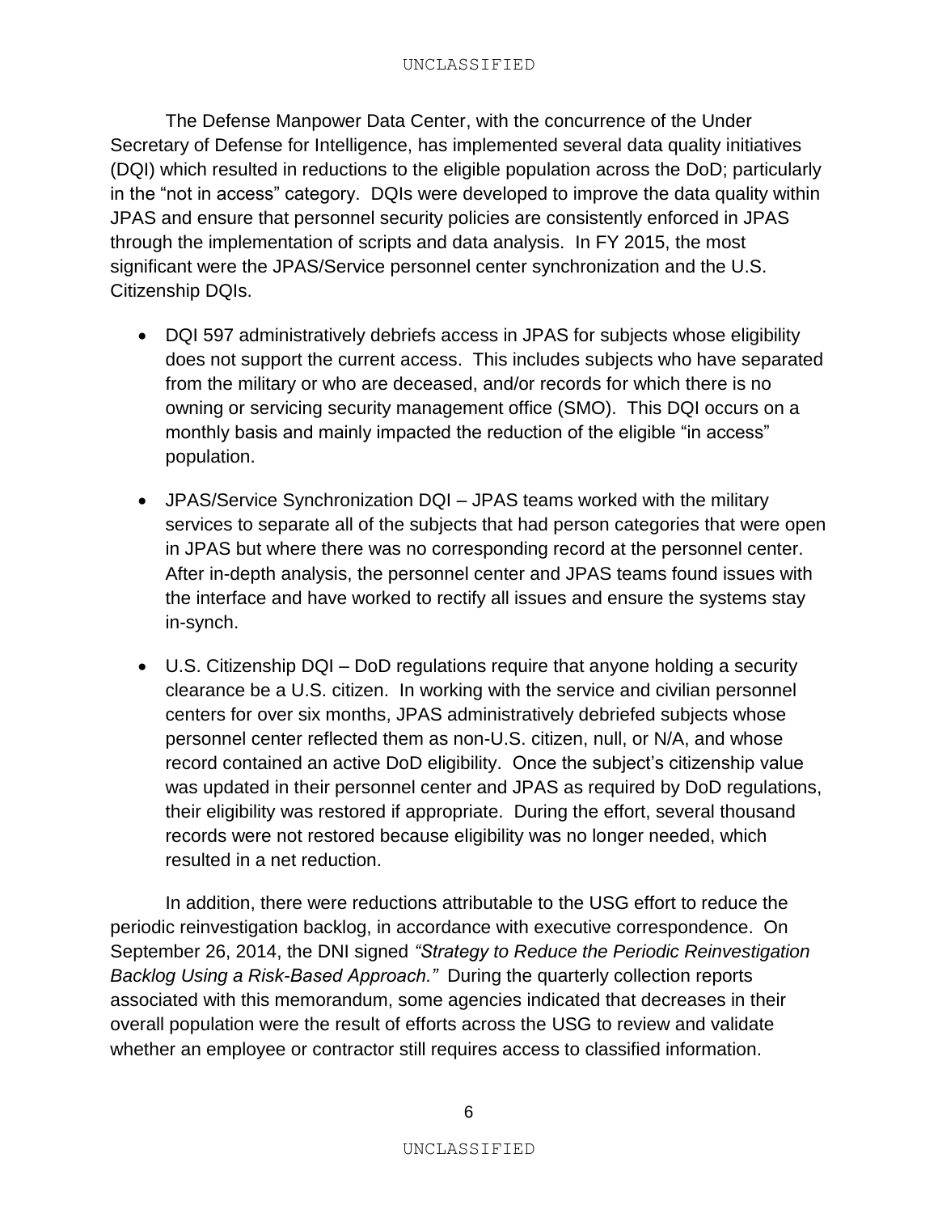The Defense Manpower Data Center, with the concurrence of the Under Secretary of Defense for Intelligence, has implemented several data quality initiatives (DQI) which resulted in reductions to the eligible population across the DoD; particularly in the "not in access" category. DQIs were developed to improve the data quality within JPAS and ensure that personnel security policies are consistently enforced in JPAS through the implementation of scripts and data analysis. In FY 2015, the most significant were the JPAS/Service personnel center synchronization and the U.S. Citizenship DQIs.

- DQI 597 administratively debriefs access in JPAS for subjects whose eligibility does not support the current access. This includes subjects who have separated from the military or who are deceased, and/or records for which there is no owning or servicing security management office (SMO). This DQI occurs on a monthly basis and mainly impacted the reduction of the eligible "in access" population.
- JPAS/Service Synchronization DQI – JPAS teams worked with the military services to separate all of the subjects that had person categories that were open in JPAS but where there was no corresponding record at the personnel center. After in-depth analysis, the personnel center and JPAS teams found issues with the interface and have worked to rectify all issues and ensure the systems stay in-synch.
- U.S. Citizenship DQI – DoD regulations require that anyone holding a security clearance be a U.S. citizen. In working with the service and civilian personnel centers for over six months, JPAS administratively debriefed subjects whose personnel center reflected them as non-U.S. citizen, null, or N/A, and whose record contained an active DoD eligibility. Once the subject's citizenship value was updated in their personnel center and JPAS as required by DoD regulations, their eligibility was restored if appropriate. During the effort, several thousand records were not restored because eligibility was no longer needed, which resulted in a net reduction.

In addition, there were reductions attributable to the USG effort to reduce the periodic reinvestigation backlog, in accordance with executive correspondence. On September 26, 2014, the DNI signed *"Strategy to Reduce the Periodic Reinvestigation Backlog Using a Risk-Based Approach."* During the quarterly collection reports associated with this memorandum, some agencies indicated that decreases in their overall population were the result of efforts across the USG to review and validate whether an employee or contractor still requires access to classified information.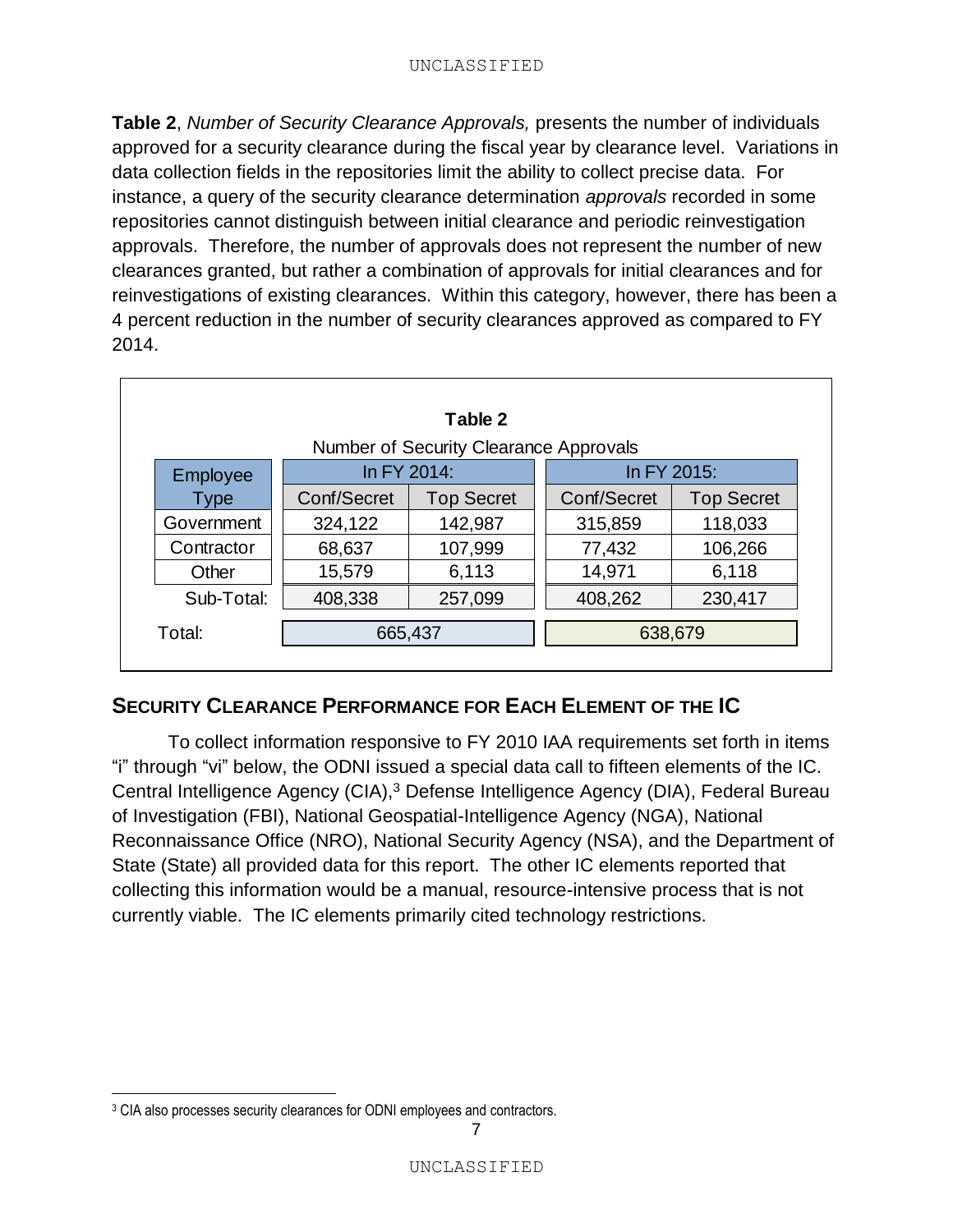**Table 2**, *Number of Security Clearance Approvals,* presents the number of individuals approved for a security clearance during the fiscal year by clearance level. Variations in data collection fields in the repositories limit the ability to collect precise data. For instance, a query of the security clearance determination *approvals* recorded in some repositories cannot distinguish between initial clearance and periodic reinvestigation approvals. Therefore, the number of approvals does not represent the number of new clearances granted, but rather a combination of approvals for initial clearances and for reinvestigations of existing clearances. Within this category, however, there has been a 4 percent reduction in the number of security clearances approved as compared to FY 2014.

**Table 2**

Number of Security Clearance Approvals

| Employee Type | In FY 2014: | | In FY 2015: | |
|---|---|---|---|---|
| | Conf/Secret | Top Secret | Conf/Secret | Top Secret |
| Government | 324,122 | 142,987 | 315,859 | 118,033 |
| Contractor | 68,637 | 107,999 | 77,432 | 106,266 |
| Other | 15,579 | 6,113 | 14,971 | 6,118 |
| Sub-Total: | 408,338 | 257,099 | 408,262 | 230,417 |
| Total: | 665,437 | | 638,679 | |

## SECURITY CLEARANCE PERFORMANCE FOR EACH ELEMENT OF THE IC

To collect information responsive to FY 2010 IAA requirements set forth in items "i" through "vi" below, the ODNI issued a special data call to fifteen elements of the IC. Central Intelligence Agency (CIA),[3] Defense Intelligence Agency (DIA), Federal Bureau of Investigation (FBI), National Geospatial-Intelligence Agency (NGA), National Reconnaissance Office (NRO), National Security Agency (NSA), and the Department of State (State) all provided data for this report. The other IC elements reported that collecting this information would be a manual, resource-intensive process that is not currently viable. The IC elements primarily cited technology restrictions.

[3] CIA also processes security clearances for ODNI employees and contractors.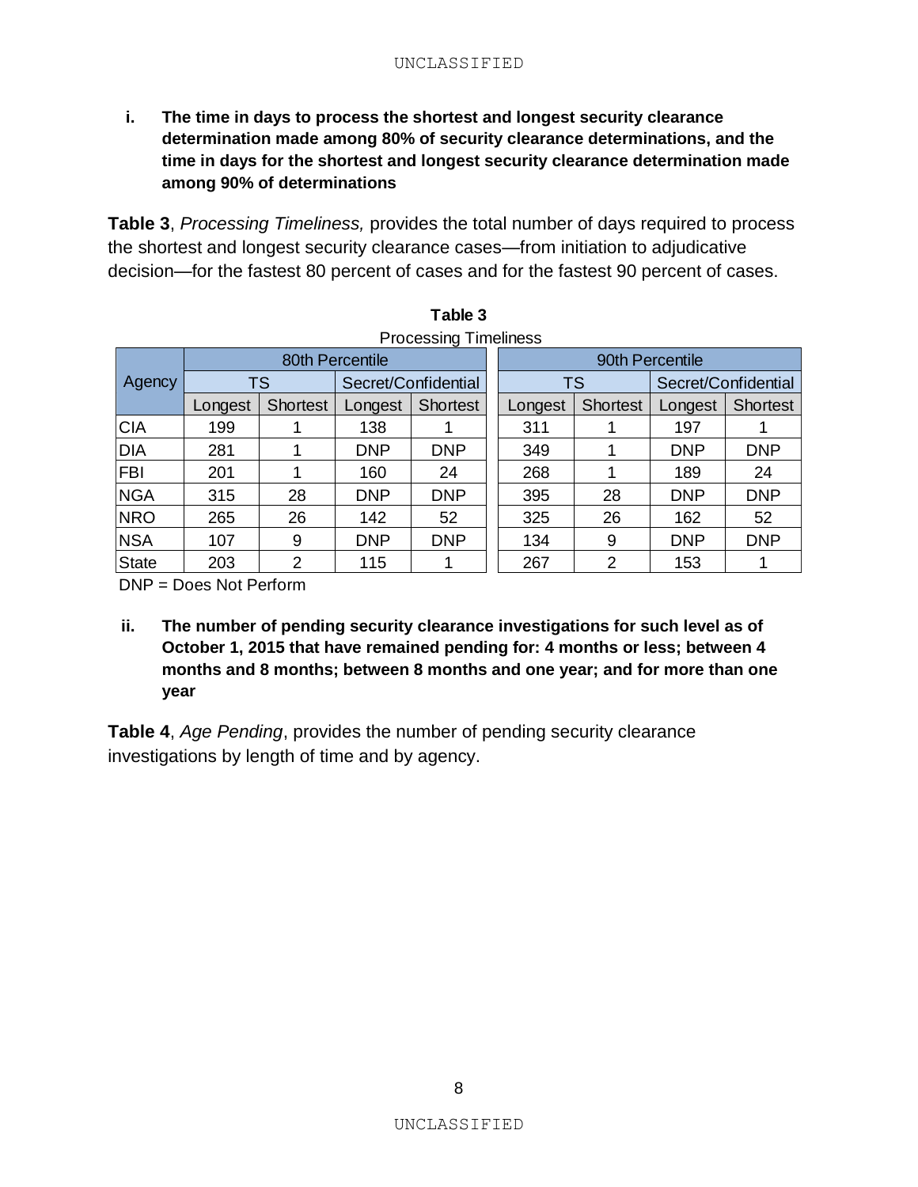i. **The time in days to process the shortest and longest security clearance determination made among 80% of security clearance determinations, and the time in days for the shortest and longest security clearance determination made among 90% of determinations**

**Table 3**, *Processing Timeliness,* provides the total number of days required to process the shortest and longest security clearance cases—from initiation to adjudicative decision—for the fastest 80 percent of cases and for the fastest 90 percent of cases.

**Table 3**

Processing Timeliness

| Agency | 80th Percentile | | | | 90th Percentile | | | |
|---|---|---|---|---|---|---|---|---|
| | TS | | Secret/Confidential | | TS | | Secret/Confidential | |
| | Longest | Shortest | Longest | Shortest | Longest | Shortest | Longest | Shortest |
| CIA | 199 | 1 | 138 | 1 | 311 | 1 | 197 | 1 |
| DIA | 281 | 1 | DNP | DNP | 349 | 1 | DNP | DNP |
| FBI | 201 | 1 | 160 | 24 | 268 | 1 | 189 | 24 |
| NGA | 315 | 28 | DNP | DNP | 395 | 28 | DNP | DNP |
| NRO | 265 | 26 | 142 | 52 | 325 | 26 | 162 | 52 |
| NSA | 107 | 9 | DNP | DNP | 134 | 9 | DNP | DNP |
| State | 203 | 2 | 115 | 1 | 267 | 2 | 153 | 1 |

DNP = Does Not Perform

ii. **The number of pending security clearance investigations for such level as of October 1, 2015 that have remained pending for: 4 months or less; between 4 months and 8 months; between 8 months and one year; and for more than one year**

**Table 4**, *Age Pending*, provides the number of pending security clearance investigations by length of time and by agency.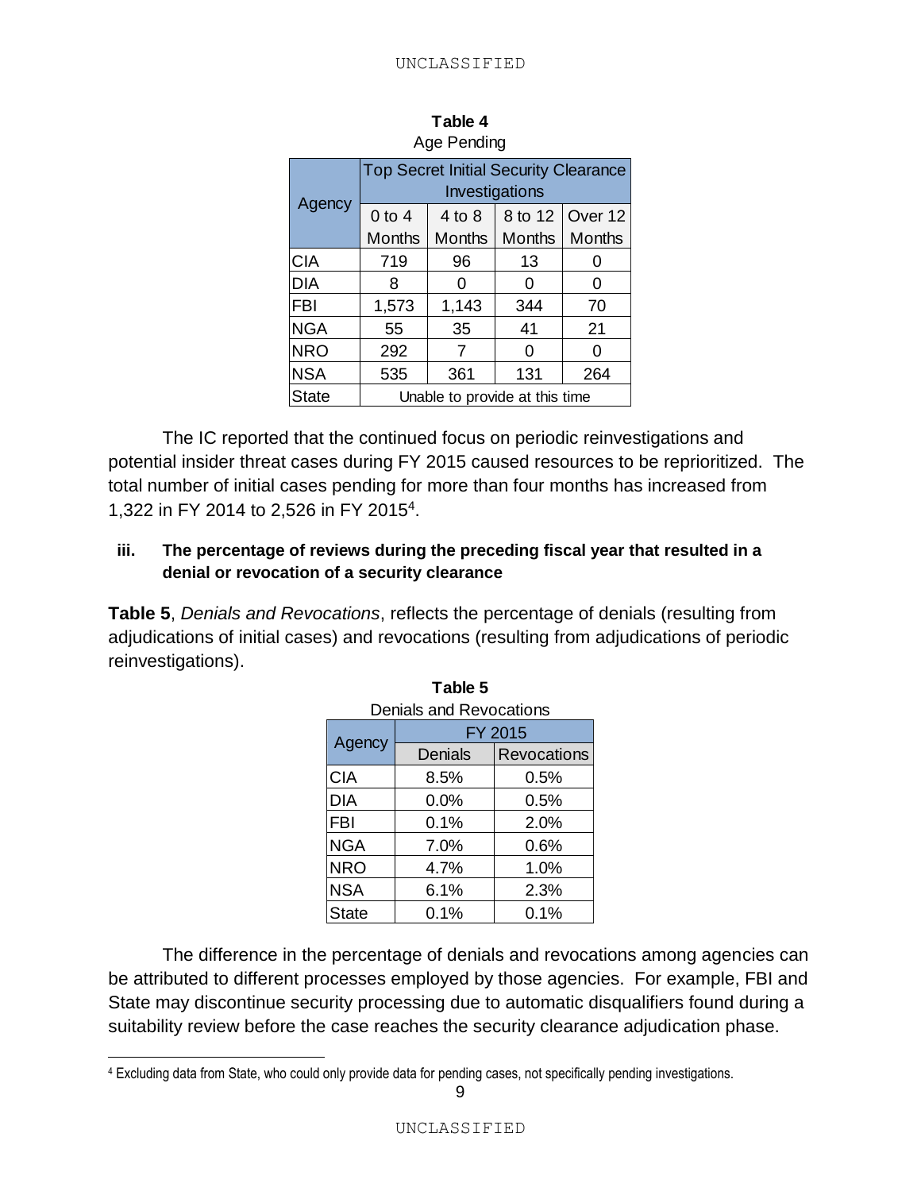**Table 4**

Age Pending

| Agency | Top Secret Initial Security Clearance Investigations | | | |
|---|---|---|---|---|
| | 0 to 4 Months | 4 to 8 Months | 8 to 12 Months | Over 12 Months |
| CIA | 719 | 96 | 13 | 0 |
| DIA | 8 | 0 | 0 | 0 |
| FBI | 1,573 | 1,143 | 344 | 70 |
| NGA | 55 | 35 | 41 | 21 |
| NRO | 292 | 7 | 0 | 0 |
| NSA | 535 | 361 | 131 | 264 |
| State | Unable to provide at this time | | | |

The IC reported that the continued focus on periodic reinvestigations and potential insider threat cases during FY 2015 caused resources to be reprioritized. The total number of initial cases pending for more than four months has increased from 1,322 in FY 2014 to 2,526 in FY 2015[4].

**iii. The percentage of reviews during the preceding fiscal year that resulted in a denial or revocation of a security clearance**

**Table 5**, *Denials and Revocations*, reflects the percentage of denials (resulting from adjudications of initial cases) and revocations (resulting from adjudications of periodic reinvestigations).

**Table 5**

Denials and Revocations

| Agency | FY 2015 | |
|---|---|---|
| | Denials | Revocations |
| CIA | 8.5% | 0.5% |
| DIA | 0.0% | 0.5% |
| FBI | 0.1% | 2.0% |
| NGA | 7.0% | 0.6% |
| NRO | 4.7% | 1.0% |
| NSA | 6.1% | 2.3% |
| State | 0.1% | 0.1% |

The difference in the percentage of denials and revocations among agencies can be attributed to different processes employed by those agencies. For example, FBI and State may discontinue security processing due to automatic disqualifiers found during a suitability review before the case reaches the security clearance adjudication phase.

[4] Excluding data from State, who could only provide data for pending cases, not specifically pending investigations.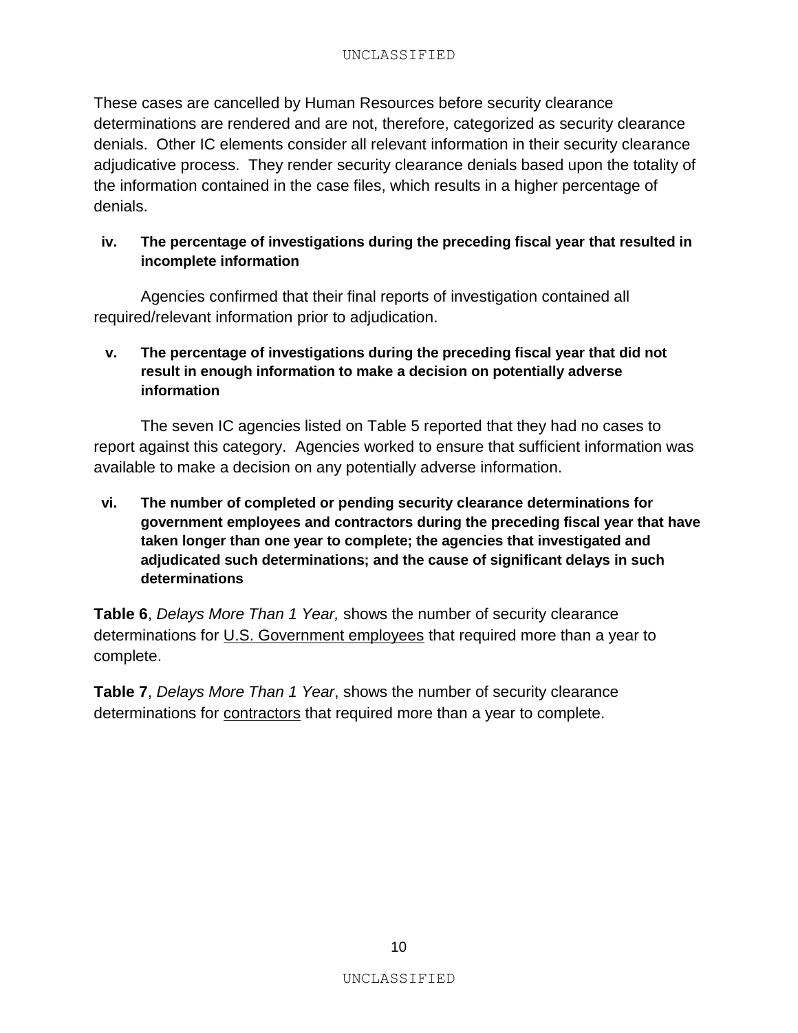These cases are cancelled by Human Resources before security clearance determinations are rendered and are not, therefore, categorized as security clearance denials. Other IC elements consider all relevant information in their security clearance adjudicative process. They render security clearance denials based upon the totality of the information contained in the case files, which results in a higher percentage of denials.

**iv. The percentage of investigations during the preceding fiscal year that resulted in incomplete information**

Agencies confirmed that their final reports of investigation contained all required/relevant information prior to adjudication.

**v. The percentage of investigations during the preceding fiscal year that did not result in enough information to make a decision on potentially adverse information**

The seven IC agencies listed on Table 5 reported that they had no cases to report against this category. Agencies worked to ensure that sufficient information was available to make a decision on any potentially adverse information.

**vi. The number of completed or pending security clearance determinations for government employees and contractors during the preceding fiscal year that have taken longer than one year to complete; the agencies that investigated and adjudicated such determinations; and the cause of significant delays in such determinations**

**Table 6**, *Delays More Than 1 Year,* shows the number of security clearance determinations for U.S. Government employees that required more than a year to complete.

**Table 7**, *Delays More Than 1 Year*, shows the number of security clearance determinations for contractors that required more than a year to complete.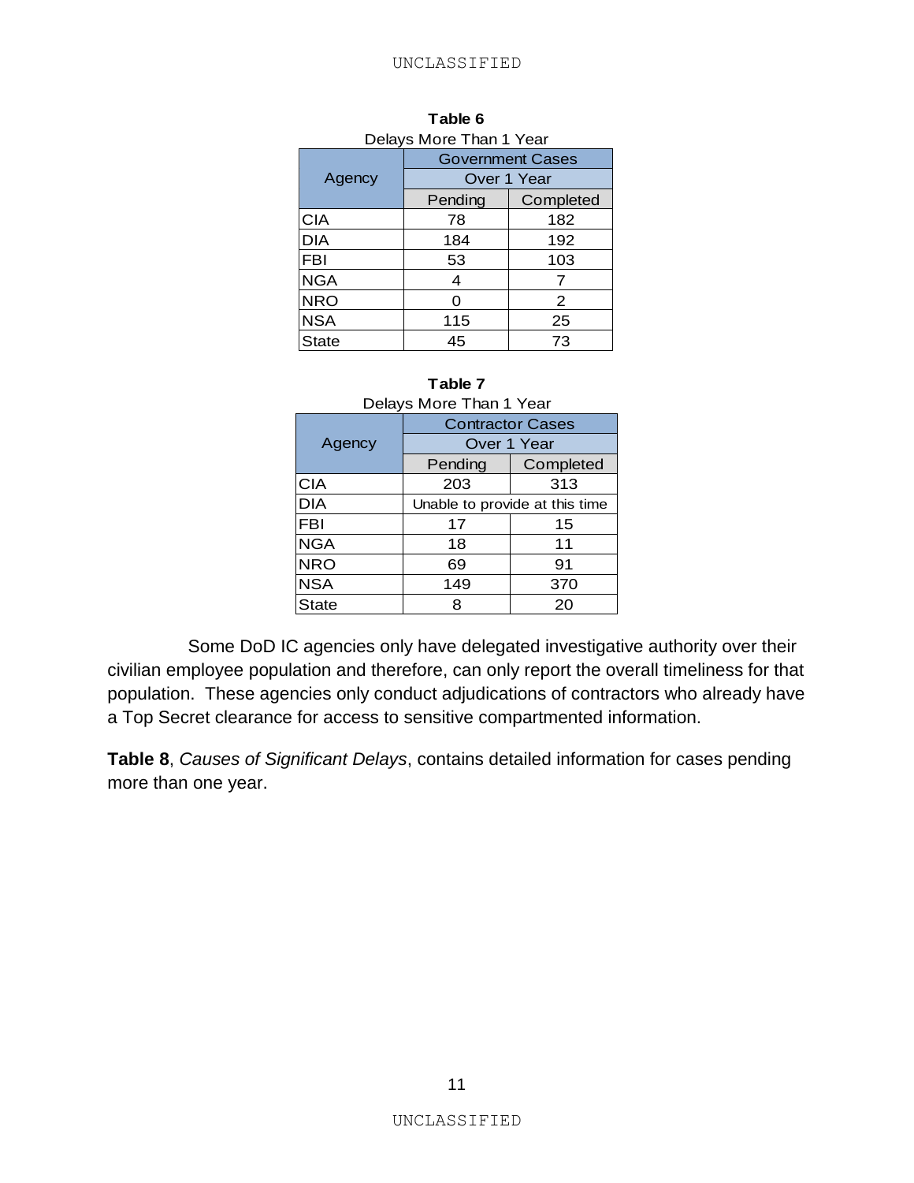**Table 6**
Delays More Than 1 Year

| Agency | Government Cases | |
|---|---|---|
| | Over 1 Year | |
| | Pending | Completed |
| CIA | 78 | 182 |
| DIA | 184 | 192 |
| FBI | 53 | 103 |
| NGA | 4 | 7 |
| NRO | 0 | 2 |
| NSA | 115 | 25 |
| State | 45 | 73 |

**Table 7**
Delays More Than 1 Year

| Agency | Contractor Cases | |
|---|---|---|
| | Over 1 Year | |
| | Pending | Completed |
| CIA | 203 | 313 |
| DIA | Unable to provide at this time | |
| FBI | 17 | 15 |
| NGA | 18 | 11 |
| NRO | 69 | 91 |
| NSA | 149 | 370 |
| State | 8 | 20 |

Some DoD IC agencies only have delegated investigative authority over their civilian employee population and therefore, can only report the overall timeliness for that population. These agencies only conduct adjudications of contractors who already have a Top Secret clearance for access to sensitive compartmented information.

**Table 8**, *Causes of Significant Delays*, contains detailed information for cases pending more than one year.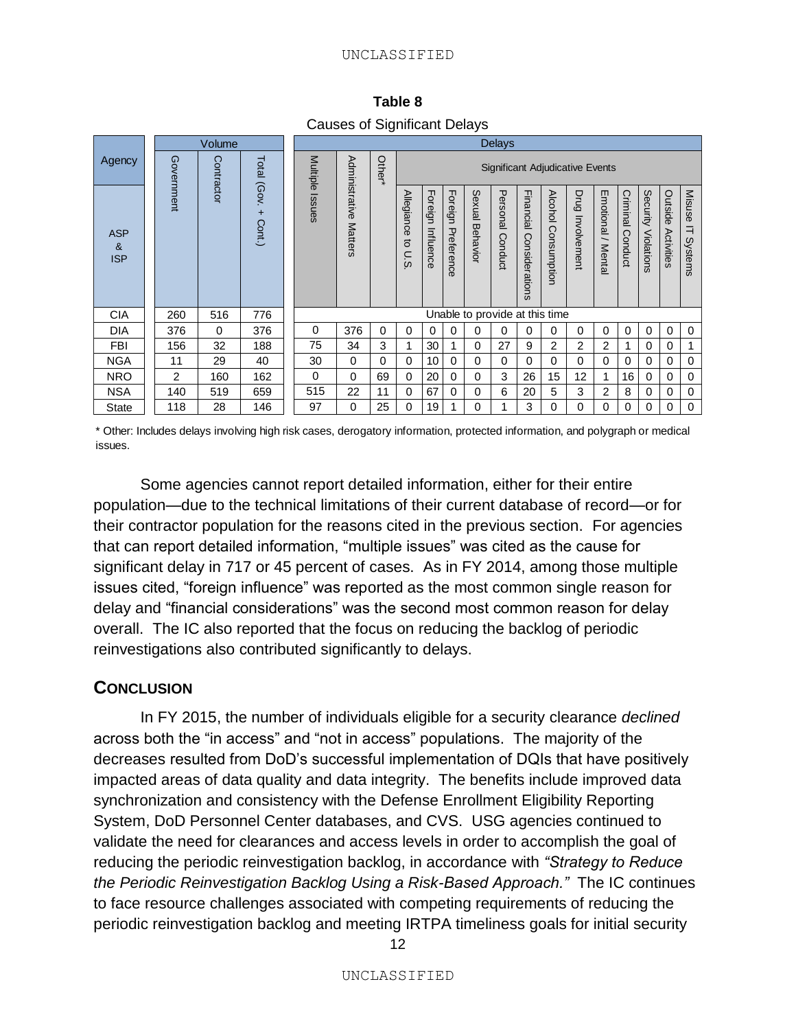**Table 8**

Causes of Significant Delays

| Agency | Volume | | | Delays | | | | | | | | | | | | | | | |
|---|---|---|---|---|---|---|---|---|---|---|---|---|---|---|---|---|---|---|---|
| | | | | | | | Significant Adjudicative Events | | | | | | | | | | | | |
| ASP & ISP | Government | Contractor | Total (Gov. + Cont.) | Multiple Issues | Administrative Matters | Other* | Allegiance to U.S. | Foreign Influence | Foreign Preference | Sexual Behavior | Personal Conduct | Financial Considerations | Alcohol Consumption | Drug Involvement | Emotional / Mental | Criminal Conduct | Security Violations | Outside Activities | Misuse IT Systems |
| CIA | 260 | 516 | 776 | Unable to provide at this time | | | | | | | | | | | | | | | |
| DIA | 376 | 0 | 376 | 0 | 376 | 0 | 0 | 0 | 0 | 0 | 0 | 0 | 0 | 0 | 0 | 0 | 0 | 0 | 0 |
| FBI | 156 | 32 | 188 | 75 | 34 | 3 | 1 | 30 | 1 | 0 | 27 | 9 | 2 | 2 | 2 | 1 | 0 | 0 | 1 |
| NGA | 11 | 29 | 40 | 30 | 0 | 0 | 0 | 10 | 0 | 0 | 0 | 0 | 0 | 0 | 0 | 0 | 0 | 0 | 0 |
| NRO | 2 | 160 | 162 | 0 | 0 | 69 | 0 | 20 | 0 | 0 | 3 | 26 | 15 | 12 | 1 | 16 | 0 | 0 | 0 |
| NSA | 140 | 519 | 659 | 515 | 22 | 11 | 0 | 67 | 0 | 0 | 6 | 20 | 5 | 3 | 2 | 8 | 0 | 0 | 0 |
| State | 118 | 28 | 146 | 97 | 0 | 25 | 0 | 19 | 1 | 0 | 1 | 3 | 0 | 0 | 0 | 0 | 0 | 0 | 0 |

\* Other: Includes delays involving high risk cases, derogatory information, protected information, and polygraph or medical issues.

Some agencies cannot report detailed information, either for their entire population—due to the technical limitations of their current database of record—or for their contractor population for the reasons cited in the previous section. For agencies that can report detailed information, "multiple issues" was cited as the cause for significant delay in 717 or 45 percent of cases. As in FY 2014, among those multiple issues cited, "foreign influence" was reported as the most common single reason for delay and "financial considerations" was the second most common reason for delay overall. The IC also reported that the focus on reducing the backlog of periodic reinvestigations also contributed significantly to delays.

## CONCLUSION

In FY 2015, the number of individuals eligible for a security clearance *declined* across both the "in access" and "not in access" populations. The majority of the decreases resulted from DoD's successful implementation of DQIs that have positively impacted areas of data quality and data integrity. The benefits include improved data synchronization and consistency with the Defense Enrollment Eligibility Reporting System, DoD Personnel Center databases, and CVS. USG agencies continued to validate the need for clearances and access levels in order to accomplish the goal of reducing the periodic reinvestigation backlog, in accordance with *"Strategy to Reduce the Periodic Reinvestigation Backlog Using a Risk-Based Approach."* The IC continues to face resource challenges associated with competing requirements of reducing the periodic reinvestigation backlog and meeting IRTPA timeliness goals for initial security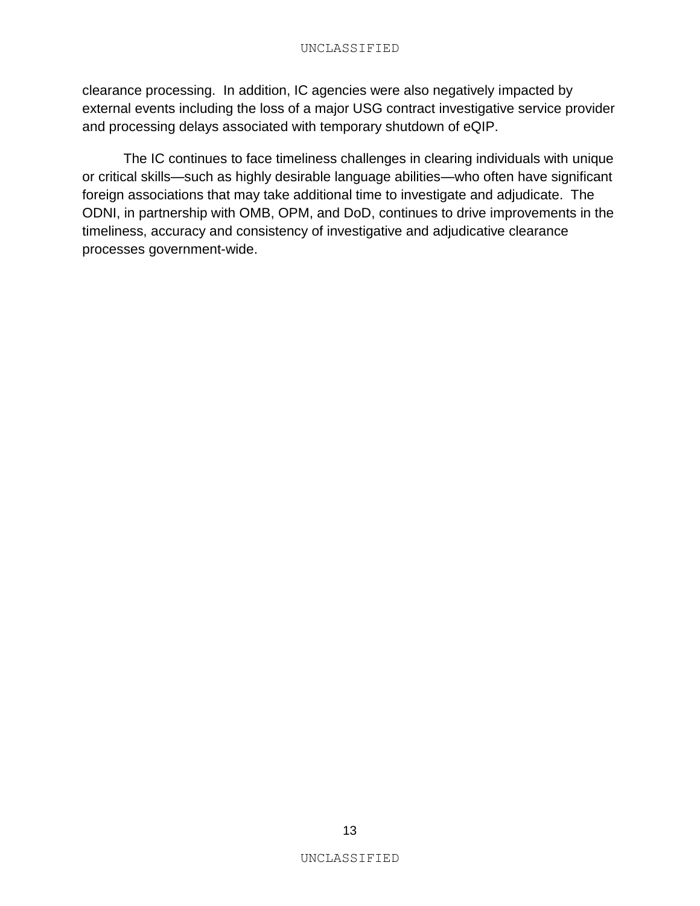clearance processing. In addition, IC agencies were also negatively impacted by external events including the loss of a major USG contract investigative service provider and processing delays associated with temporary shutdown of eQIP.

The IC continues to face timeliness challenges in clearing individuals with unique or critical skills—such as highly desirable language abilities—who often have significant foreign associations that may take additional time to investigate and adjudicate. The ODNI, in partnership with OMB, OPM, and DoD, continues to drive improvements in the timeliness, accuracy and consistency of investigative and adjudicative clearance processes government-wide.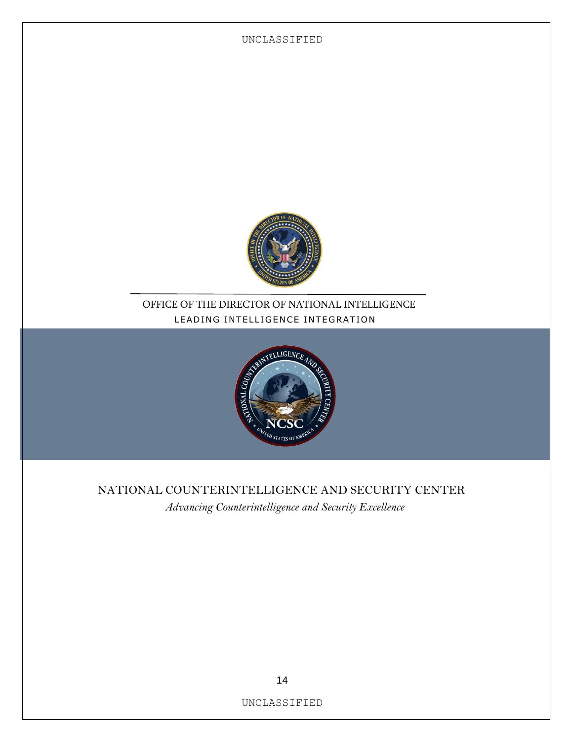UNCLASSIFIED

OFFICE OF THE DIRECTOR OF NATIONAL INTELLIGENCE

LEADING INTELLIGENCE INTEGRATION

NATIONAL COUNTERINTELLIGENCE AND SECURITY CENTER

*Advancing Counterintelligence and Security Excellence*

UNCLASSIFIED